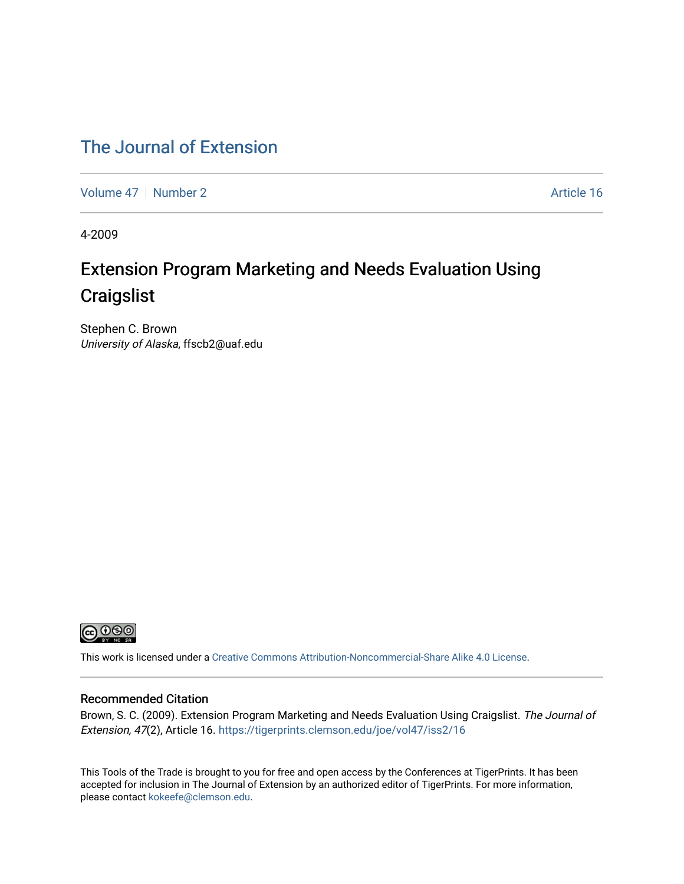# The Journal of Extension

Volume 47 | Number 2 | Article 16

4-2009

## Extension Program Marketing and Needs Evaluation Using Craigslist

Stephen C. Brown
*University of Alaska*, ffscb2@uaf.edu

This work is licensed under a Creative Commons Attribution-Noncommercial-Share Alike 4.0 License.

### Recommended Citation

Brown, S. C. (2009). Extension Program Marketing and Needs Evaluation Using Craigslist. *The Journal of Extension, 47*(2), Article 16. https://tigerprints.clemson.edu/joe/vol47/iss2/16

This Tools of the Trade is brought to you for free and open access by the Conferences at TigerPrints. It has been accepted for inclusion in The Journal of Extension by an authorized editor of TigerPrints. For more information, please contact kokeefe@clemson.edu.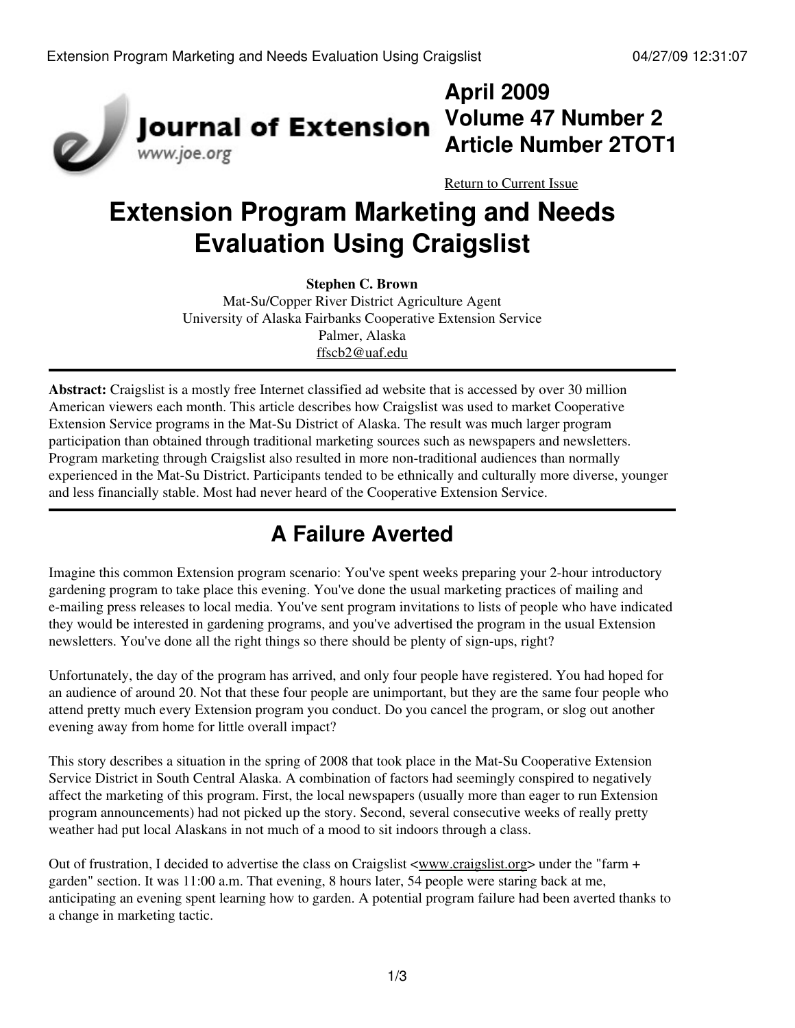# Extension Program Marketing and Needs Evaluation Using Craigslist

**Stephen C. Brown**
Mat-Su/Copper River District Agriculture Agent
University of Alaska Fairbanks Cooperative Extension Service
Palmer, Alaska
ffscb2@uaf.edu

**Abstract:** Craigslist is a mostly free Internet classified ad website that is accessed by over 30 million American viewers each month. This article describes how Craigslist was used to market Cooperative Extension Service programs in the Mat-Su District of Alaska. The result was much larger program participation than obtained through traditional marketing sources such as newspapers and newsletters. Program marketing through Craigslist also resulted in more non-traditional audiences than normally experienced in the Mat-Su District. Participants tended to be ethnically and culturally more diverse, younger and less financially stable. Most had never heard of the Cooperative Extension Service.

## A Failure Averted

Imagine this common Extension program scenario: You've spent weeks preparing your 2-hour introductory gardening program to take place this evening. You've done the usual marketing practices of mailing and e-mailing press releases to local media. You've sent program invitations to lists of people who have indicated they would be interested in gardening programs, and you've advertised the program in the usual Extension newsletters. You've done all the right things so there should be plenty of sign-ups, right?

Unfortunately, the day of the program has arrived, and only four people have registered. You had hoped for an audience of around 20. Not that these four people are unimportant, but they are the same four people who attend pretty much every Extension program you conduct. Do you cancel the program, or slog out another evening away from home for little overall impact?

This story describes a situation in the spring of 2008 that took place in the Mat-Su Cooperative Extension Service District in South Central Alaska. A combination of factors had seemingly conspired to negatively affect the marketing of this program. First, the local newspapers (usually more than eager to run Extension program announcements) had not picked up the story. Second, several consecutive weeks of really pretty weather had put local Alaskans in not much of a mood to sit indoors through a class.

Out of frustration, I decided to advertise the class on Craigslist <www.craigslist.org> under the "farm + garden" section. It was 11:00 a.m. That evening, 8 hours later, 54 people were staring back at me, anticipating an evening spent learning how to garden. A potential program failure had been averted thanks to a change in marketing tactic.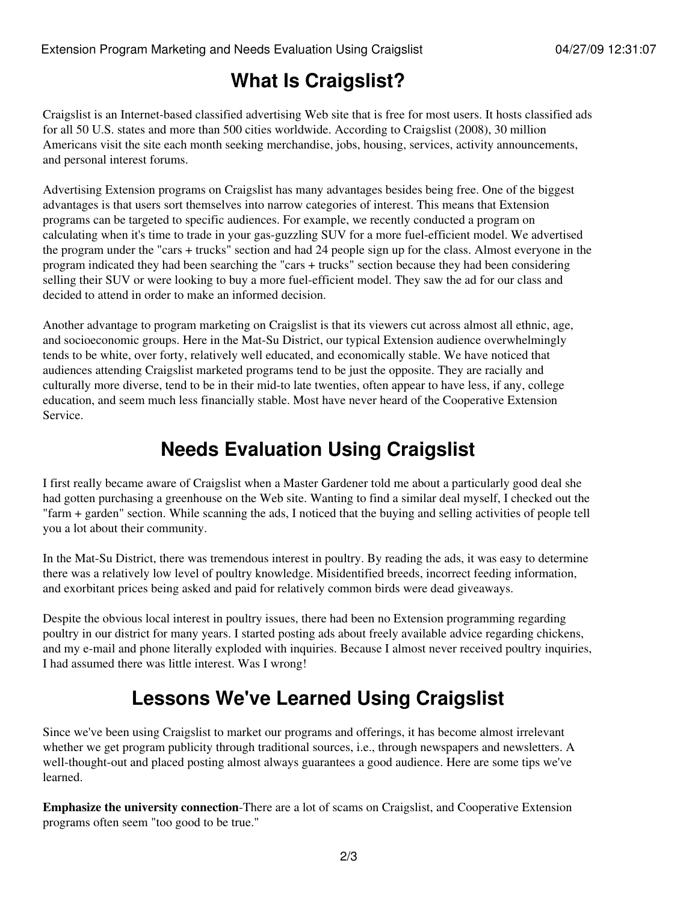## What Is Craigslist?

Craigslist is an Internet-based classified advertising Web site that is free for most users. It hosts classified ads for all 50 U.S. states and more than 500 cities worldwide. According to Craigslist (2008), 30 million Americans visit the site each month seeking merchandise, jobs, housing, services, activity announcements, and personal interest forums.

Advertising Extension programs on Craigslist has many advantages besides being free. One of the biggest advantages is that users sort themselves into narrow categories of interest. This means that Extension programs can be targeted to specific audiences. For example, we recently conducted a program on calculating when it's time to trade in your gas-guzzling SUV for a more fuel-efficient model. We advertised the program under the "cars + trucks" section and had 24 people sign up for the class. Almost everyone in the program indicated they had been searching the "cars + trucks" section because they had been considering selling their SUV or were looking to buy a more fuel-efficient model. They saw the ad for our class and decided to attend in order to make an informed decision.

Another advantage to program marketing on Craigslist is that its viewers cut across almost all ethnic, age, and socioeconomic groups. Here in the Mat-Su District, our typical Extension audience overwhelmingly tends to be white, over forty, relatively well educated, and economically stable. We have noticed that audiences attending Craigslist marketed programs tend to be just the opposite. They are racially and culturally more diverse, tend to be in their mid-to late twenties, often appear to have less, if any, college education, and seem much less financially stable. Most have never heard of the Cooperative Extension Service.

## Needs Evaluation Using Craigslist

I first really became aware of Craigslist when a Master Gardener told me about a particularly good deal she had gotten purchasing a greenhouse on the Web site. Wanting to find a similar deal myself, I checked out the "farm + garden" section. While scanning the ads, I noticed that the buying and selling activities of people tell you a lot about their community.

In the Mat-Su District, there was tremendous interest in poultry. By reading the ads, it was easy to determine there was a relatively low level of poultry knowledge. Misidentified breeds, incorrect feeding information, and exorbitant prices being asked and paid for relatively common birds were dead giveaways.

Despite the obvious local interest in poultry issues, there had been no Extension programming regarding poultry in our district for many years. I started posting ads about freely available advice regarding chickens, and my e-mail and phone literally exploded with inquiries. Because I almost never received poultry inquiries, I had assumed there was little interest. Was I wrong!

## Lessons We've Learned Using Craigslist

Since we've been using Craigslist to market our programs and offerings, it has become almost irrelevant whether we get program publicity through traditional sources, i.e., through newspapers and newsletters. A well-thought-out and placed posting almost always guarantees a good audience. Here are some tips we've learned.

**Emphasize the university connection**-There are a lot of scams on Craigslist, and Cooperative Extension programs often seem "too good to be true."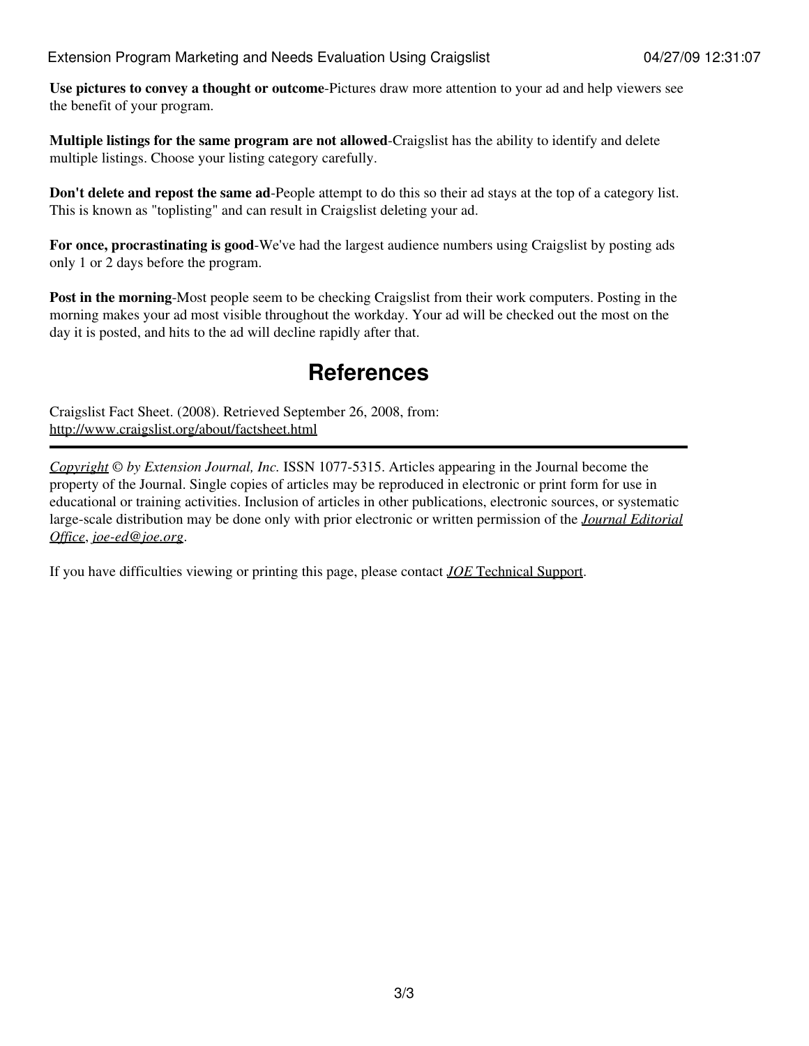**Use pictures to convey a thought or outcome**-Pictures draw more attention to your ad and help viewers see the benefit of your program.

**Multiple listings for the same program are not allowed**-Craigslist has the ability to identify and delete multiple listings. Choose your listing category carefully.

**Don't delete and repost the same ad**-People attempt to do this so their ad stays at the top of a category list. This is known as "toplisting" and can result in Craigslist deleting your ad.

**For once, procrastinating is good**-We've had the largest audience numbers using Craigslist by posting ads only 1 or 2 days before the program.

**Post in the morning**-Most people seem to be checking Craigslist from their work computers. Posting in the morning makes your ad most visible throughout the workday. Your ad will be checked out the most on the day it is posted, and hits to the ad will decline rapidly after that.

## References

Craigslist Fact Sheet. (2008). Retrieved September 26, 2008, from: http://www.craigslist.org/about/factsheet.html

---

*Copyright* © *by Extension Journal, Inc.* ISSN 1077-5315. Articles appearing in the Journal become the property of the Journal. Single copies of articles may be reproduced in electronic or print form for use in educational or training activities. Inclusion of articles in other publications, electronic sources, or systematic large-scale distribution may be done only with prior electronic or written permission of the *Journal Editorial Office*, *joe-ed@joe.org*.

If you have difficulties viewing or printing this page, please contact *JOE* Technical Support.